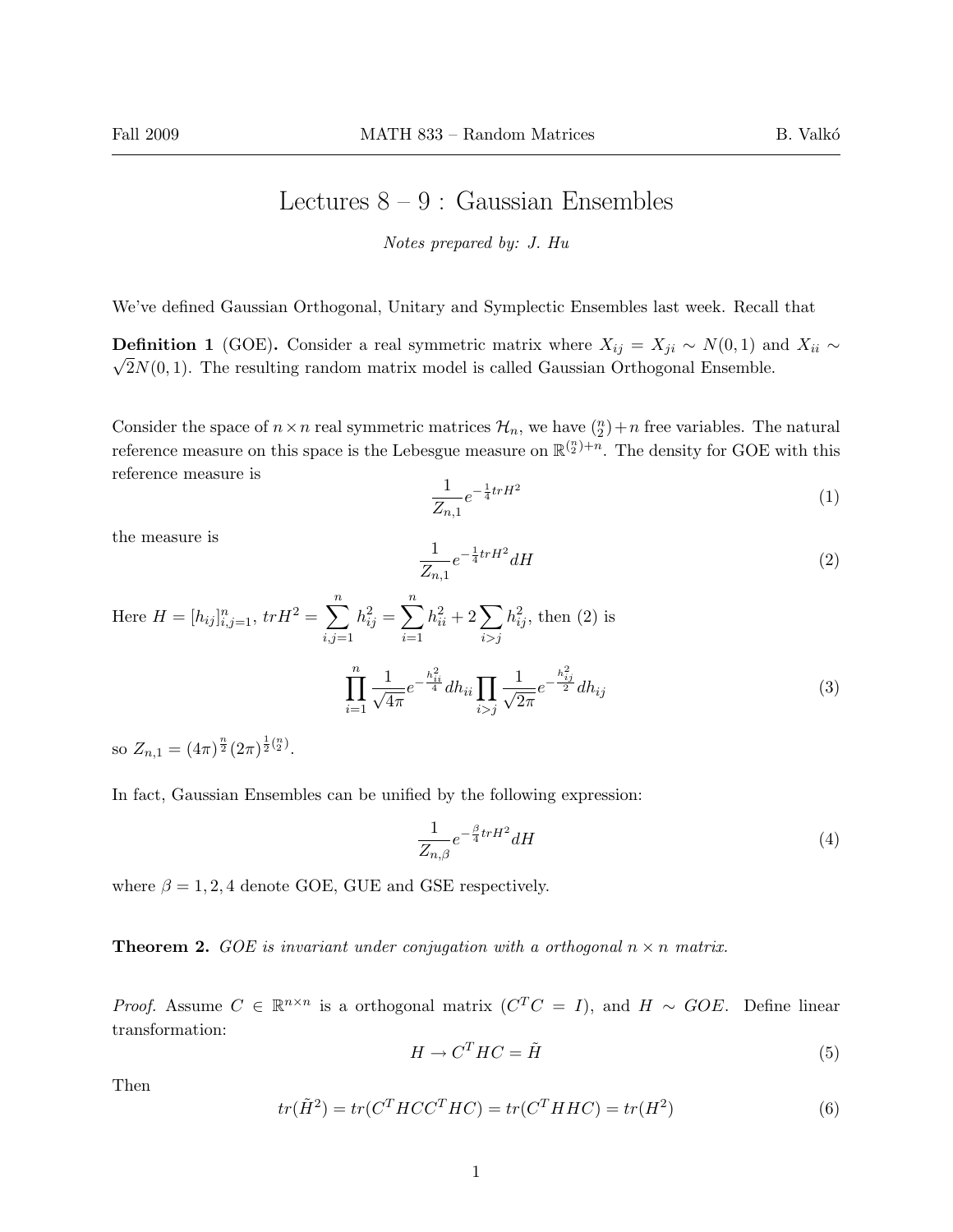# Lectures 8 – 9 : Gaussian Ensembles

*Notes prepared by: J. Hu*

We've defined Gaussian Orthogonal, Unitary and Symplectic Ensembles last week. Recall that

**Definition 1** (GOE)**.** Consider a real symmetric matrix where $X_{ij} = X_{ji} \sim N(0,1)$ and $X_{ii} \sim \sqrt{2}N(0,1)$. The resulting random matrix model is called Gaussian Orthogonal Ensemble.

Consider the space of $n \times n$ real symmetric matrices $\mathcal{H}_n$, we have $\binom{n}{2} + n$ free variables. The natural reference measure on this space is the Lebesgue measure on $\mathbb{R}^{\binom{n}{2}+n}$. The density for GOE with this reference measure is

$$\frac{1}{Z_{n,1}} e^{-\frac{1}{4} trH^2} \tag{1}$$

the measure is

$$\frac{1}{Z_{n,1}} e^{-\frac{1}{4} trH^2} dH \tag{2}$$

Here $H = [h_{ij}]_{i,j=1}^n$, $trH^2 = \sum_{i,j=1}^n h_{ij}^2 = \sum_{i=1}^n h_{ii}^2 + 2\sum_{i>j} h_{ij}^2$, then (2) is

$$\prod_{i=1}^n \frac{1}{\sqrt{4\pi}} e^{-\frac{h_{ii}^2}{4}} dh_{ii} \prod_{i>j} \frac{1}{\sqrt{2\pi}} e^{-\frac{h_{ij}^2}{2}} dh_{ij} \tag{3}$$

so $Z_{n,1} = (4\pi)^{\frac{n}{2}} (2\pi)^{\frac{1}{2}\binom{n}{2}}$.

In fact, Gaussian Ensembles can be unified by the following expression:

$$\frac{1}{Z_{n,\beta}} e^{-\frac{\beta}{4} trH^2} dH \tag{4}$$

where $\beta = 1, 2, 4$ denote GOE, GUE and GSE respectively.

**Theorem 2.** *GOE is invariant under conjugation with a orthogonal $n \times n$ matrix.*

*Proof.* Assume $C \in \mathbb{R}^{n \times n}$ is a orthogonal matrix ($C^T C = I$), and $H \sim GOE$. Define linear transformation:

$$H \to C^T H C = \tilde{H} \tag{5}$$

Then

$$tr(\tilde{H}^2) = tr(C^T H C C^T H C) = tr(C^T H H C) = tr(H^2) \tag{6}$$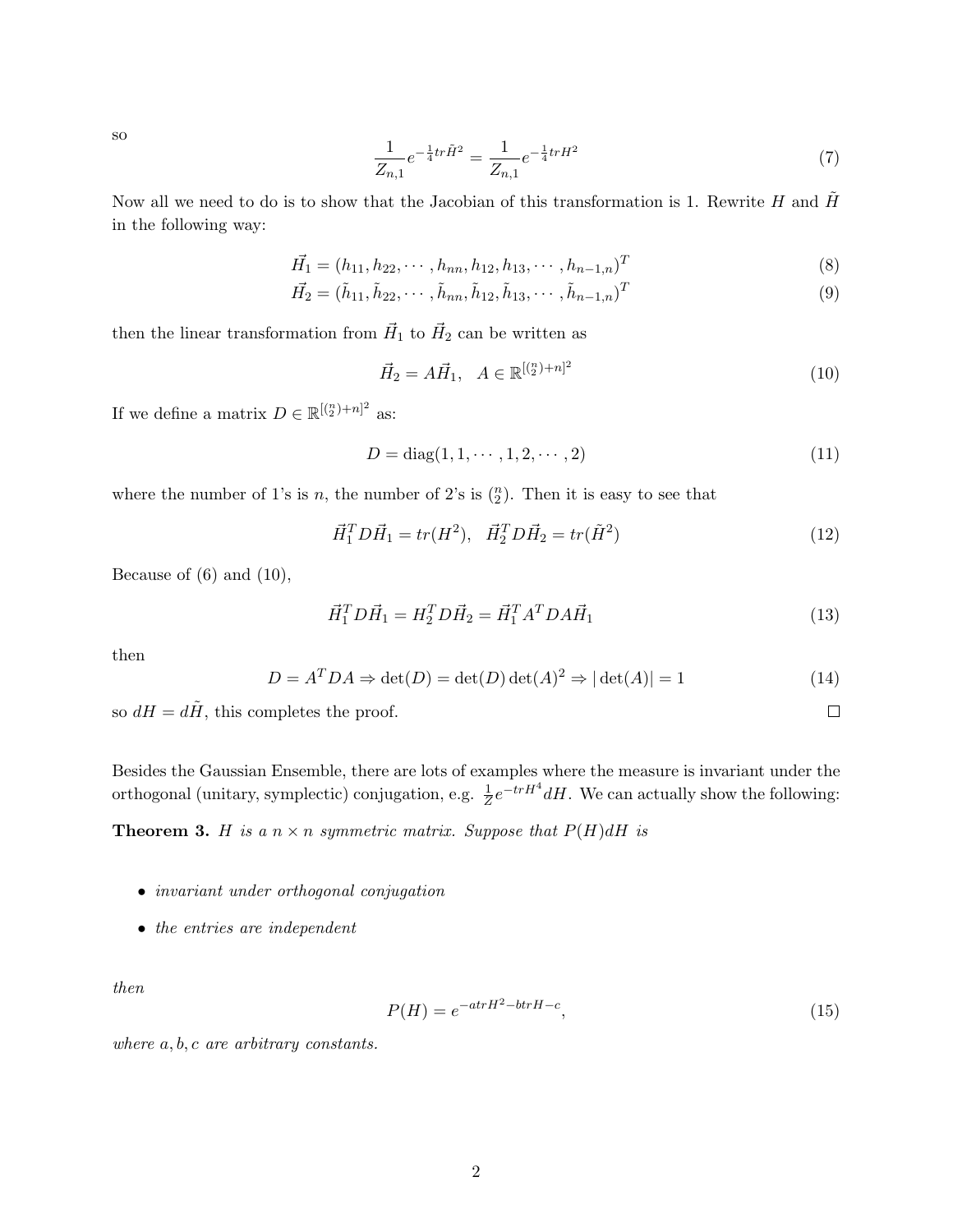so

$$\frac{1}{Z_{n,1}} e^{-\frac{1}{4} tr \tilde{H}^2} = \frac{1}{Z_{n,1}} e^{-\frac{1}{4} tr H^2} \tag{7}$$

Now all we need to do is to show that the Jacobian of this transformation is 1. Rewrite $H$ and $\tilde{H}$ in the following way:

$$\vec{H}_1 = (h_{11}, h_{22}, \cdots, h_{nn}, h_{12}, h_{13}, \cdots, h_{n-1,n})^T \tag{8}$$

$$\vec{H}_2 = (\tilde{h}_{11}, \tilde{h}_{22}, \cdots, \tilde{h}_{nn}, \tilde{h}_{12}, \tilde{h}_{13}, \cdots, \tilde{h}_{n-1,n})^T \tag{9}$$

then the linear transformation from $\vec{H}_1$ to $\vec{H}_2$ can be written as

$$\vec{H}_2 = A\vec{H}_1, \quad A \in \mathbb{R}^{[\binom{n}{2}+n]^2} \tag{10}$$

If we define a matrix $D \in \mathbb{R}^{[\binom{n}{2}+n]^2}$ as:

$$D = \text{diag}(1, 1, \cdots, 1, 2, \cdots, 2) \tag{11}$$

where the number of 1's is $n$, the number of 2's is $\binom{n}{2}$. Then it is easy to see that

$$\vec{H}_1^T D \vec{H}_1 = tr(H^2), \quad \vec{H}_2^T D \vec{H}_2 = tr(\tilde{H}^2) \tag{12}$$

Because of (6) and (10),

$$\vec{H}_1^T D \vec{H}_1 = H_2^T D \vec{H}_2 = \vec{H}_1^T A^T D A \vec{H}_1 \tag{13}$$

then

$$D = A^T D A \Rightarrow \det(D) = \det(D)\det(A)^2 \Rightarrow |\det(A)| = 1 \tag{14}$$

so $dH = d\tilde{H}$, this completes the proof. □

Besides the Gaussian Ensemble, there are lots of examples where the measure is invariant under the orthogonal (unitary, symplectic) conjugation, e.g. $\frac{1}{Z} e^{-trH^4} dH$. We can actually show the following:

**Theorem 3.** *$H$ is a $n \times n$ symmetric matrix. Suppose that $P(H)dH$ is*

- *invariant under orthogonal conjugation*
- *the entries are independent*

*then*

$$P(H) = e^{-atrH^2 - btrH - c}, \tag{15}$$

*where $a, b, c$ are arbitrary constants.*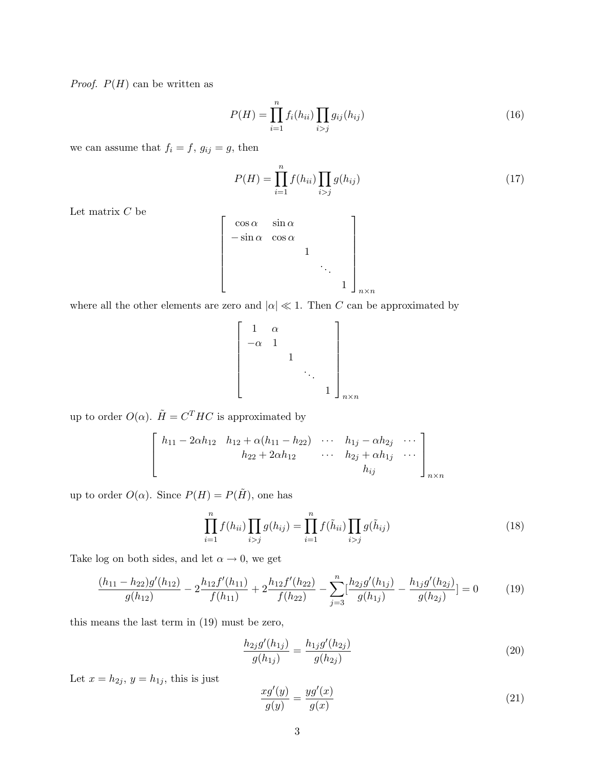*Proof.* $P(H)$ can be written as

$$P(H) = \prod_{i=1}^{n} f_i(h_{ii}) \prod_{i>j} g_{ij}(h_{ij}) \tag{16}$$

we can assume that $f_i = f$, $g_{ij} = g$, then

$$P(H) = \prod_{i=1}^{n} f(h_{ii}) \prod_{i>j} g(h_{ij}) \tag{17}$$

Let matrix $C$ be

$$\begin{bmatrix} \cos\alpha & \sin\alpha & & & \\ -\sin\alpha & \cos\alpha & & & \\ & & 1 & & \\ & & & \ddots & \\ & & & & 1 \end{bmatrix}_{n\times n}$$

where all the other elements are zero and $|\alpha| \ll 1$. Then $C$ can be approximated by

$$\begin{bmatrix} 1 & \alpha & & & \\ -\alpha & 1 & & & \\ & & 1 & & \\ & & & \ddots & \\ & & & & 1 \end{bmatrix}_{n\times n}$$

up to order $O(\alpha)$. $\tilde{H} = C^T H C$ is approximated by

$$\begin{bmatrix} h_{11} - 2\alpha h_{12} & h_{12} + \alpha(h_{11} - h_{22}) & \cdots & h_{1j} - \alpha h_{2j} & \cdots \\ & h_{22} + 2\alpha h_{12} & \cdots & h_{2j} + \alpha h_{1j} & \cdots \\ & & & h_{ij} & \end{bmatrix}_{n\times n}$$

up to order $O(\alpha)$. Since $P(H) = P(\tilde{H})$, one has

$$\prod_{i=1}^{n} f(h_{ii}) \prod_{i>j} g(h_{ij}) = \prod_{i=1}^{n} f(\tilde{h}_{ii}) \prod_{i>j} g(\tilde{h}_{ij}) \tag{18}$$

Take log on both sides, and let $\alpha \to 0$, we get

$$\frac{(h_{11} - h_{22})g'(h_{12})}{g(h_{12})} - 2\frac{h_{12}f'(h_{11})}{f(h_{11})} + 2\frac{h_{12}f'(h_{22})}{f(h_{22})} - \sum_{j=3}^{n}\left[\frac{h_{2j}g'(h_{1j})}{g(h_{1j})} - \frac{h_{1j}g'(h_{2j})}{g(h_{2j})}\right] = 0 \tag{19}$$

this means the last term in (19) must be zero,

$$\frac{h_{2j}g'(h_{1j})}{g(h_{1j})} = \frac{h_{1j}g'(h_{2j})}{g(h_{2j})} \tag{20}$$

Let $x = h_{2j}$, $y = h_{1j}$, this is just

$$\frac{xg'(y)}{g(y)} = \frac{yg'(x)}{g(x)} \tag{21}$$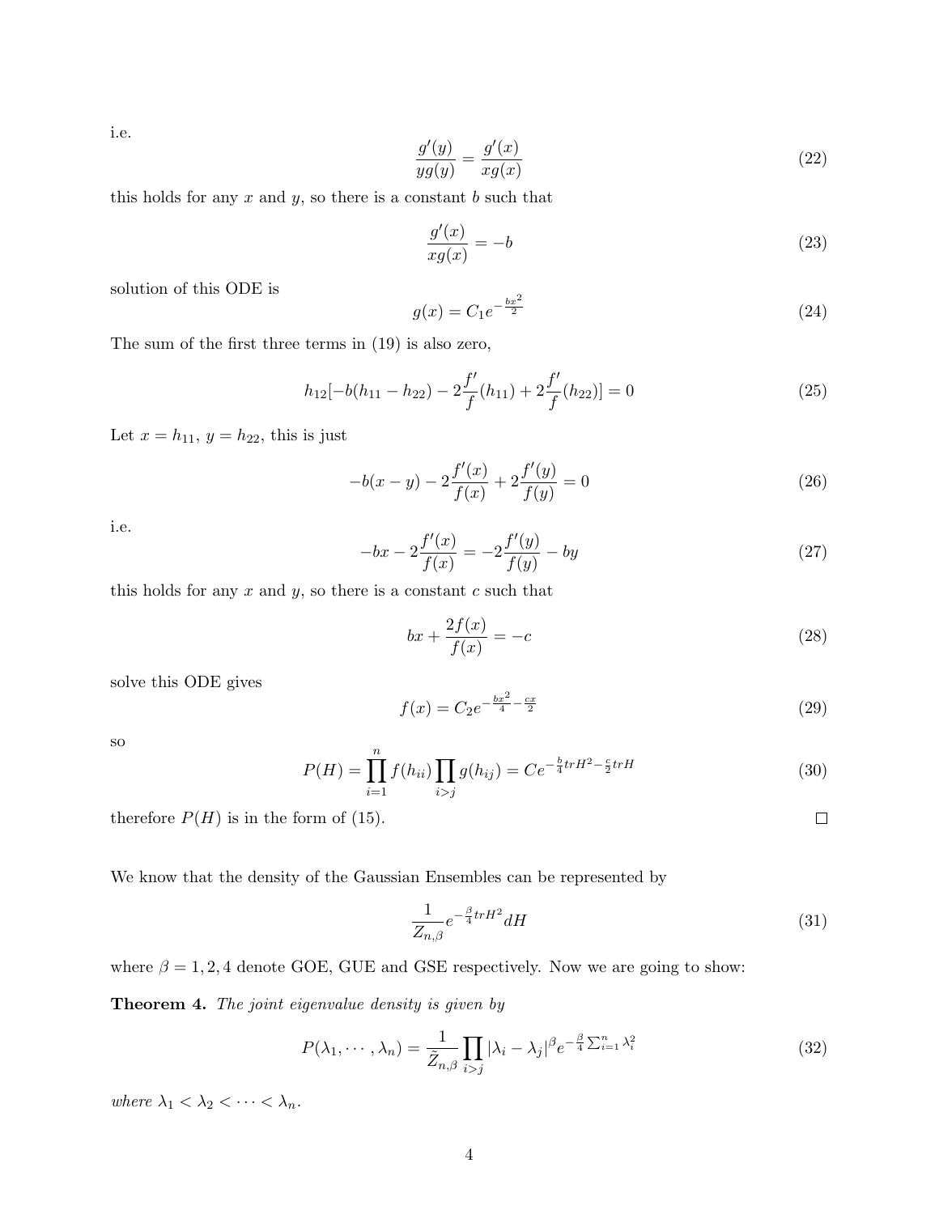i.e.

$$\frac{g'(y)}{yg(y)} = \frac{g'(x)}{xg(x)} \tag{22}$$

this holds for any $x$ and $y$, so there is a constant $b$ such that

$$\frac{g'(x)}{xg(x)} = -b \tag{23}$$

solution of this ODE is

$$g(x) = C_1 e^{-\frac{bx^2}{2}} \tag{24}$$

The sum of the first three terms in (19) is also zero,

$$h_{12}[-b(h_{11} - h_{22}) - 2\frac{f'}{f}(h_{11}) + 2\frac{f'}{f}(h_{22})] = 0 \tag{25}$$

Let $x = h_{11}$, $y = h_{22}$, this is just

$$-b(x-y) - 2\frac{f'(x)}{f(x)} + 2\frac{f'(y)}{f(y)} = 0 \tag{26}$$

i.e.

$$-bx - 2\frac{f'(x)}{f(x)} = -2\frac{f'(y)}{f(y)} - by \tag{27}$$

this holds for any $x$ and $y$, so there is a constant $c$ such that

$$bx + \frac{2f(x)}{f(x)} = -c \tag{28}$$

solve this ODE gives

$$f(x) = C_2 e^{-\frac{bx^2}{4} - \frac{cx}{2}} \tag{29}$$

so

$$P(H) = \prod_{i=1}^{n} f(h_{ii}) \prod_{i>j} g(h_{ij}) = Ce^{-\frac{b}{4}trH^2 - \frac{c}{2}trH} \tag{30}$$

therefore $P(H)$ is in the form of (15). ◻

We know that the density of the Gaussian Ensembles can be represented by

$$\frac{1}{Z_{n,\beta}} e^{-\frac{\beta}{4}trH^2} dH \tag{31}$$

where $\beta = 1, 2, 4$ denote GOE, GUE and GSE respectively. Now we are going to show:

**Theorem 4.** *The joint eigenvalue density is given by*

$$P(\lambda_1, \cdots, \lambda_n) = \frac{1}{\tilde{Z}_{n,\beta}} \prod_{i>j} |\lambda_i - \lambda_j|^\beta e^{-\frac{\beta}{4}\sum_{i=1}^n \lambda_i^2} \tag{32}$$

*where* $\lambda_1 < \lambda_2 < \cdots < \lambda_n$.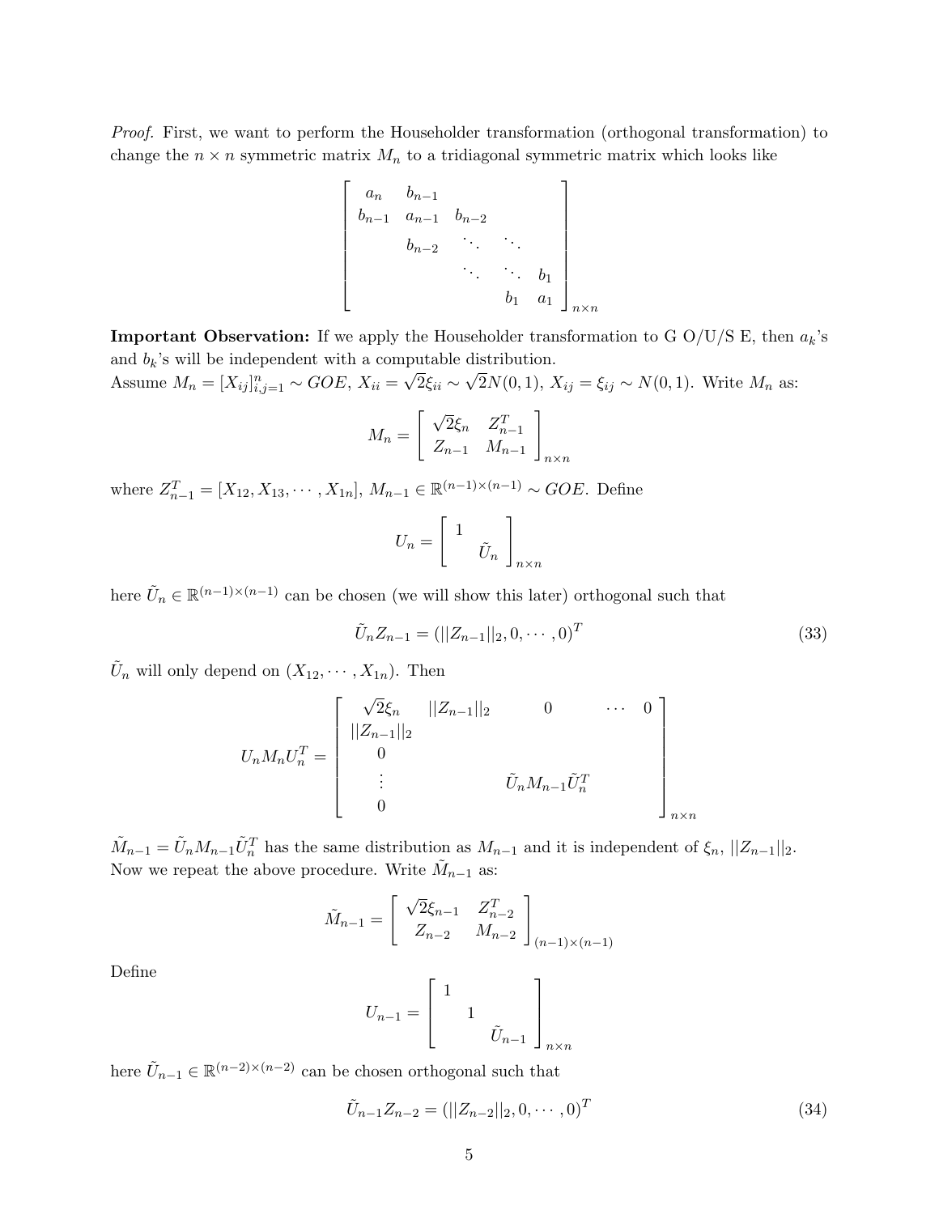*Proof.* First, we want to perform the Householder transformation (orthogonal transformation) to change the $n \times n$ symmetric matrix $M_n$ to a tridiagonal symmetric matrix which looks like

$$\begin{bmatrix} a_n & b_{n-1} & & & \\ b_{n-1} & a_{n-1} & b_{n-2} & & \\ & b_{n-2} & \ddots & \ddots & \\ & & \ddots & \ddots & b_1 \\ & & & b_1 & a_1 \end{bmatrix}_{n \times n}$$

**Important Observation:** If we apply the Householder transformation to G O/U/S E, then $a_k$'s and $b_k$'s will be independent with a computable distribution.
Assume $M_n = [X_{ij}]_{i,j=1}^n \sim GOE$, $X_{ii} = \sqrt{2}\xi_{ii} \sim \sqrt{2}N(0,1)$, $X_{ij} = \xi_{ij} \sim N(0,1)$. Write $M_n$ as:

$$M_n = \begin{bmatrix} \sqrt{2}\xi_n & Z_{n-1}^T \\ Z_{n-1} & M_{n-1} \end{bmatrix}_{n \times n}$$

where $Z_{n-1}^T = [X_{12}, X_{13}, \cdots, X_{1n}]$, $M_{n-1} \in \mathbb{R}^{(n-1)\times(n-1)} \sim GOE$. Define

$$U_n = \begin{bmatrix} 1 & \\ & \tilde{U}_n \end{bmatrix}_{n \times n}$$

here $\tilde{U}_n \in \mathbb{R}^{(n-1)\times(n-1)}$ can be chosen (we will show this later) orthogonal such that

$$\tilde{U}_n Z_{n-1} = (||Z_{n-1}||_2, 0, \cdots, 0)^T \tag{33}$$

$\tilde{U}_n$ will only depend on $(X_{12}, \cdots, X_{1n})$. Then

$$U_n M_n U_n^T = \begin{bmatrix} \sqrt{2}\xi_n & ||Z_{n-1}||_2 & 0 & \cdots & 0 \\ ||Z_{n-1}||_2 & & & & \\ 0 & & & & \\ \vdots & & \tilde{U}_n M_{n-1} \tilde{U}_n^T & & \\ 0 & & & & \end{bmatrix}_{n \times n}$$

$\tilde{M}_{n-1} = \tilde{U}_n M_{n-1} \tilde{U}_n^T$ has the same distribution as $M_{n-1}$ and it is independent of $\xi_n$, $||Z_{n-1}||_2$. Now we repeat the above procedure. Write $\tilde{M}_{n-1}$ as:

$$\tilde{M}_{n-1} = \begin{bmatrix} \sqrt{2}\xi_{n-1} & Z_{n-2}^T \\ Z_{n-2} & M_{n-2} \end{bmatrix}_{(n-1)\times(n-1)}$$

Define

$$U_{n-1} = \begin{bmatrix} 1 & & \\ & 1 & \\ & & \tilde{U}_{n-1} \end{bmatrix}_{n \times n}$$

here $\tilde{U}_{n-1} \in \mathbb{R}^{(n-2)\times(n-2)}$ can be chosen orthogonal such that

$$\tilde{U}_{n-1} Z_{n-2} = (||Z_{n-2}||_2, 0, \cdots, 0)^T \tag{34}$$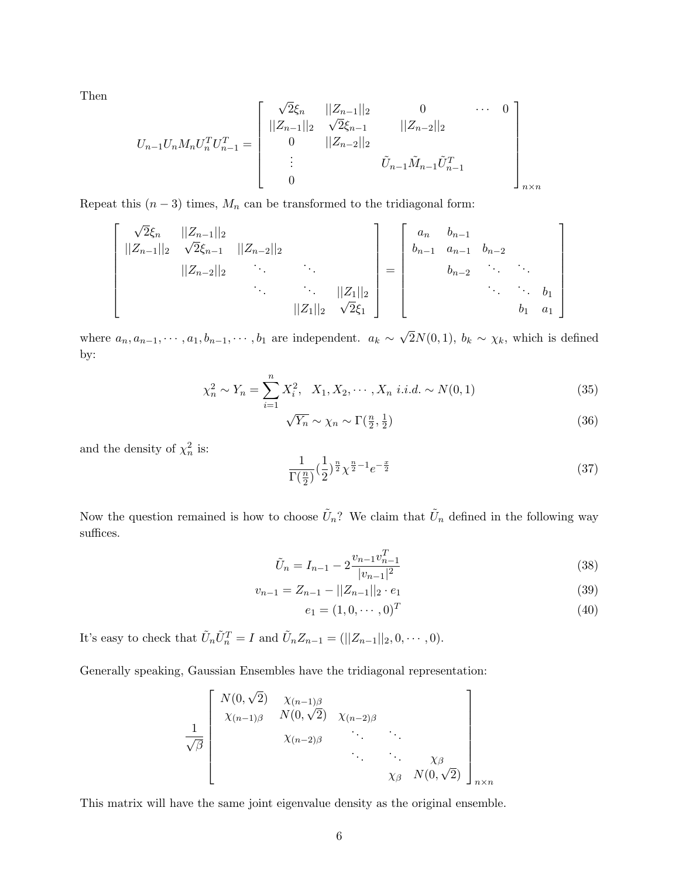Then

$$
U_{n-1}U_nM_nU_n^TU_{n-1}^T = \begin{bmatrix} \sqrt{2}\xi_n & ||Z_{n-1}||_2 & 0 & \cdots & 0 \\ ||Z_{n-1}||_2 & \sqrt{2}\xi_{n-1} & ||Z_{n-2}||_2 & & \\ 0 & ||Z_{n-2}||_2 & & & \\ \vdots & & \tilde{U}_{n-1}\tilde{M}_{n-1}\tilde{U}_{n-1}^T & & \\ 0 & & & & \end{bmatrix}_{n\times n}
$$

Repeat this $(n-3)$ times, $M_n$ can be transformed to the tridiagonal form:

$$
\begin{bmatrix} \sqrt{2}\xi_n & ||Z_{n-1}||_2 & & & \\ ||Z_{n-1}||_2 & \sqrt{2}\xi_{n-1} & ||Z_{n-2}||_2 & & \\ & ||Z_{n-2}||_2 & \ddots & \ddots & \\ & & \ddots & \ddots & ||Z_1||_2 \\ & & & ||Z_1||_2 & \sqrt{2}\xi_1 \end{bmatrix} = \begin{bmatrix} a_n & b_{n-1} & & & \\ b_{n-1} & a_{n-1} & b_{n-2} & & \\ & b_{n-2} & \ddots & \ddots & \\ & & \ddots & \ddots & b_1 \\ & & & b_1 & a_1 \end{bmatrix}
$$

where $a_n, a_{n-1}, \cdots, a_1, b_{n-1}, \cdots, b_1$ are independent. $a_k \sim \sqrt{2}N(0,1)$, $b_k \sim \chi_k$, which is defined by:

$$
\chi_n^2 \sim Y_n = \sum_{i=1}^{n} X_i^2, \quad X_1, X_2, \cdots, X_n \ i.i.d. \sim N(0,1) \tag{35}
$$

$$
\sqrt{Y_n} \sim \chi_n \sim \Gamma(\tfrac{n}{2}, \tfrac{1}{2}) \tag{36}
$$

and the density of $\chi_n^2$ is:

$$
\frac{1}{\Gamma(\frac{n}{2})}(\frac{1}{2})^{\frac{n}{2}}\chi^{\frac{n}{2}-1}e^{-\frac{x}{2}} \tag{37}
$$

Now the question remained is how to choose $\tilde{U}_n$? We claim that $\tilde{U}_n$ defined in the following way suffices.

$$
\tilde{U}_n = I_{n-1} - 2\frac{v_{n-1}v_{n-1}^T}{|v_{n-1}|^2} \tag{38}
$$

$$
v_{n-1} = Z_{n-1} - ||Z_{n-1}||_2 \cdot e_1 \tag{39}
$$

$$
e_1 = (1, 0, \cdots, 0)^T \tag{40}
$$

It's easy to check that $\tilde{U}_n\tilde{U}_n^T = I$ and $\tilde{U}_nZ_{n-1} = (||Z_{n-1}||_2, 0, \cdots, 0)$.

Generally speaking, Gaussian Ensembles have the tridiagonal representation:

$$
\frac{1}{\sqrt{\beta}}\begin{bmatrix} N(0,\sqrt{2}) & \chi_{(n-1)\beta} & & & \\ \chi_{(n-1)\beta} & N(0,\sqrt{2}) & \chi_{(n-2)\beta} & & \\ & \chi_{(n-2)\beta} & \ddots & \ddots & \\ & & \ddots & \ddots & \chi_\beta \\ & & & \chi_\beta & N(0,\sqrt{2}) \end{bmatrix}_{n\times n}
$$

This matrix will have the same joint eigenvalue density as the original ensemble.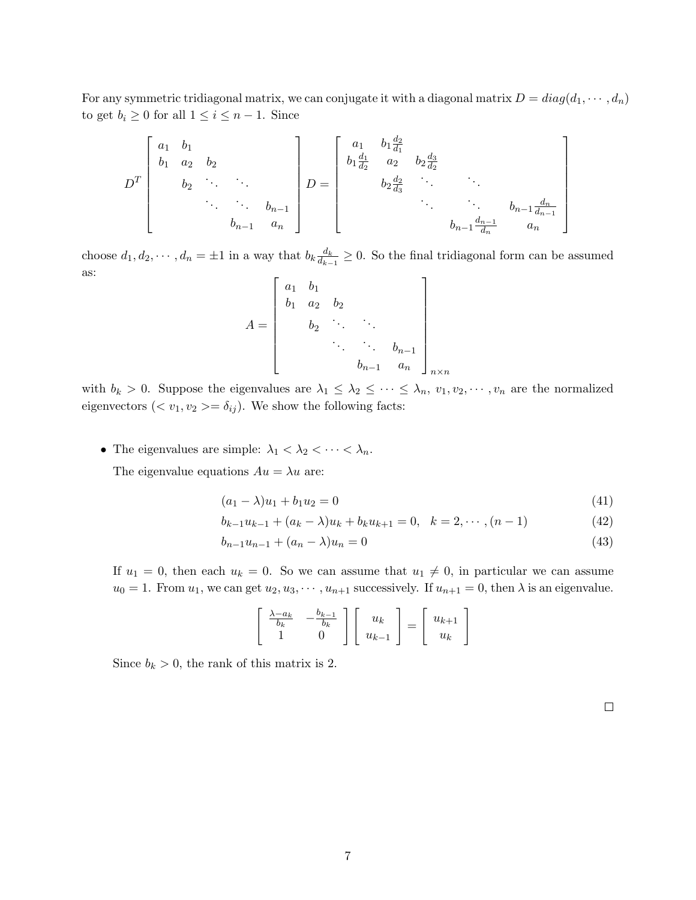For any symmetric tridiagonal matrix, we can conjugate it with a diagonal matrix $D = diag(d_1, \cdots, d_n)$ to get $b_i \geq 0$ for all $1 \leq i \leq n-1$. Since

$$
D^T \begin{bmatrix} a_1 & b_1 & & & \\ b_1 & a_2 & b_2 & & \\ & b_2 & \ddots & \ddots & \\ & & \ddots & \ddots & b_{n-1} \\ & & & b_{n-1} & a_n \end{bmatrix} D = \begin{bmatrix} a_1 & b_1 \frac{d_2}{d_1} & & & \\ b_1 \frac{d_1}{d_2} & a_2 & b_2 \frac{d_3}{d_2} & & \\ & b_2 \frac{d_2}{d_3} & \ddots & \ddots & \\ & & \ddots & \ddots & b_{n-1} \frac{d_n}{d_{n-1}} \\ & & & b_{n-1} \frac{d_{n-1}}{d_n} & a_n \end{bmatrix}
$$

choose $d_1, d_2, \cdots, d_n = \pm 1$ in a way that $b_k \frac{d_k}{d_{k-1}} \geq 0$. So the final tridiagonal form can be assumed as:

$$
A = \begin{bmatrix} a_1 & b_1 & & & \\ b_1 & a_2 & b_2 & & \\ & b_2 & \ddots & \ddots & \\ & & \ddots & \ddots & b_{n-1} \\ & & & b_{n-1} & a_n \end{bmatrix}_{n \times n}
$$

with $b_k > 0$. Suppose the eigenvalues are $\lambda_1 \leq \lambda_2 \leq \cdots \leq \lambda_n$, $v_1, v_2, \cdots, v_n$ are the normalized eigenvectors ($< v_1, v_2 >= \delta_{ij}$). We show the following facts:

- The eigenvalues are simple: $\lambda_1 < \lambda_2 < \cdots < \lambda_n$.

  The eigenvalue equations $Au = \lambda u$ are:

$$
(a_1 - \lambda)u_1 + b_1 u_2 = 0 \tag{41}
$$

$$
b_{k-1}u_{k-1} + (a_k - \lambda)u_k + b_k u_{k+1} = 0, \quad k = 2, \cdots, (n-1) \tag{42}
$$

$$
b_{n-1}u_{n-1} + (a_n - \lambda)u_n = 0 \tag{43}
$$

  If $u_1 = 0$, then each $u_k = 0$. So we can assume that $u_1 \neq 0$, in particular we can assume $u_0 = 1$. From $u_1$, we can get $u_2, u_3, \cdots, u_{n+1}$ successively. If $u_{n+1} = 0$, then $\lambda$ is an eigenvalue.

$$
\begin{bmatrix} \frac{\lambda - a_k}{b_k} & -\frac{b_{k-1}}{b_k} \\ 1 & 0 \end{bmatrix} \begin{bmatrix} u_k \\ u_{k-1} \end{bmatrix} = \begin{bmatrix} u_{k+1} \\ u_k \end{bmatrix}
$$

  Since $b_k > 0$, the rank of this matrix is 2.

□